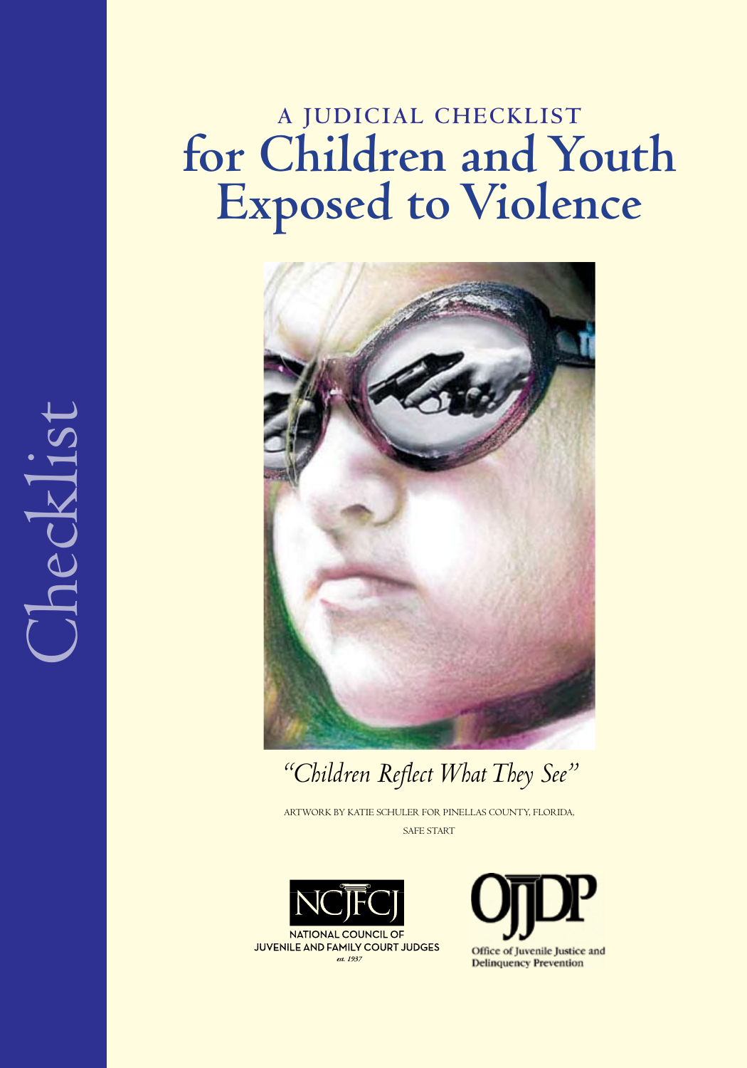Checklist

# A JUDICIAL CHECKLIST for Children and Youth Exposed to Violence

*"Children Reflect What They See"*

ARTWORK BY KATIE SCHULER FOR PINELLAS COUNTY, FLORIDA, SAFE START

NCJFCJ
NATIONAL COUNCIL OF JUVENILE AND FAMILY COURT JUDGES
*est. 1937*

OJJDP
Office of Juvenile Justice and Delinquency Prevention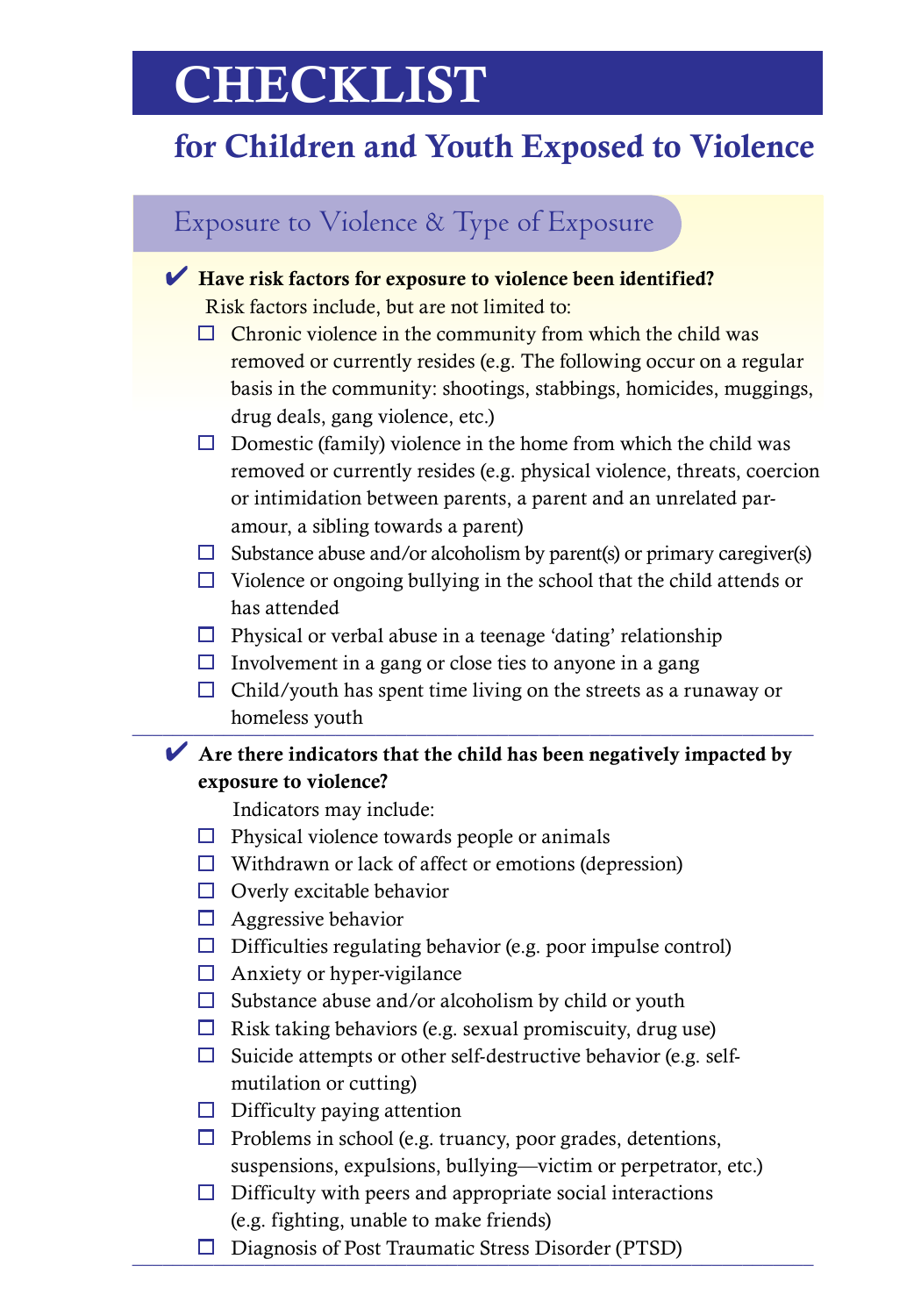# CHECKLIST

## for Children and Youth Exposed to Violence

### Exposure to Violence & Type of Exposure

✔ **Have risk factors for exposure to violence been identified?**

Risk factors include, but are not limited to:

- ☐ Chronic violence in the community from which the child was removed or currently resides (e.g. The following occur on a regular basis in the community: shootings, stabbings, homicides, muggings, drug deals, gang violence, etc.)
- ☐ Domestic (family) violence in the home from which the child was removed or currently resides (e.g. physical violence, threats, coercion or intimidation between parents, a parent and an unrelated paramour, a sibling towards a parent)
- ☐ Substance abuse and/or alcoholism by parent(s) or primary caregiver(s)
- ☐ Violence or ongoing bullying in the school that the child attends or has attended
- ☐ Physical or verbal abuse in a teenage 'dating' relationship
- ☐ Involvement in a gang or close ties to anyone in a gang
- ☐ Child/youth has spent time living on the streets as a runaway or homeless youth

---

✔ **Are there indicators that the child has been negatively impacted by exposure to violence?**

Indicators may include:

- ☐ Physical violence towards people or animals
- ☐ Withdrawn or lack of affect or emotions (depression)
- ☐ Overly excitable behavior
- ☐ Aggressive behavior
- ☐ Difficulties regulating behavior (e.g. poor impulse control)
- ☐ Anxiety or hyper-vigilance
- ☐ Substance abuse and/or alcoholism by child or youth
- ☐ Risk taking behaviors (e.g. sexual promiscuity, drug use)
- ☐ Suicide attempts or other self-destructive behavior (e.g. self-mutilation or cutting)
- ☐ Difficulty paying attention
- ☐ Problems in school (e.g. truancy, poor grades, detentions, suspensions, expulsions, bullying—victim or perpetrator, etc.)
- ☐ Difficulty with peers and appropriate social interactions (e.g. fighting, unable to make friends)
- ☐ Diagnosis of Post Traumatic Stress Disorder (PTSD)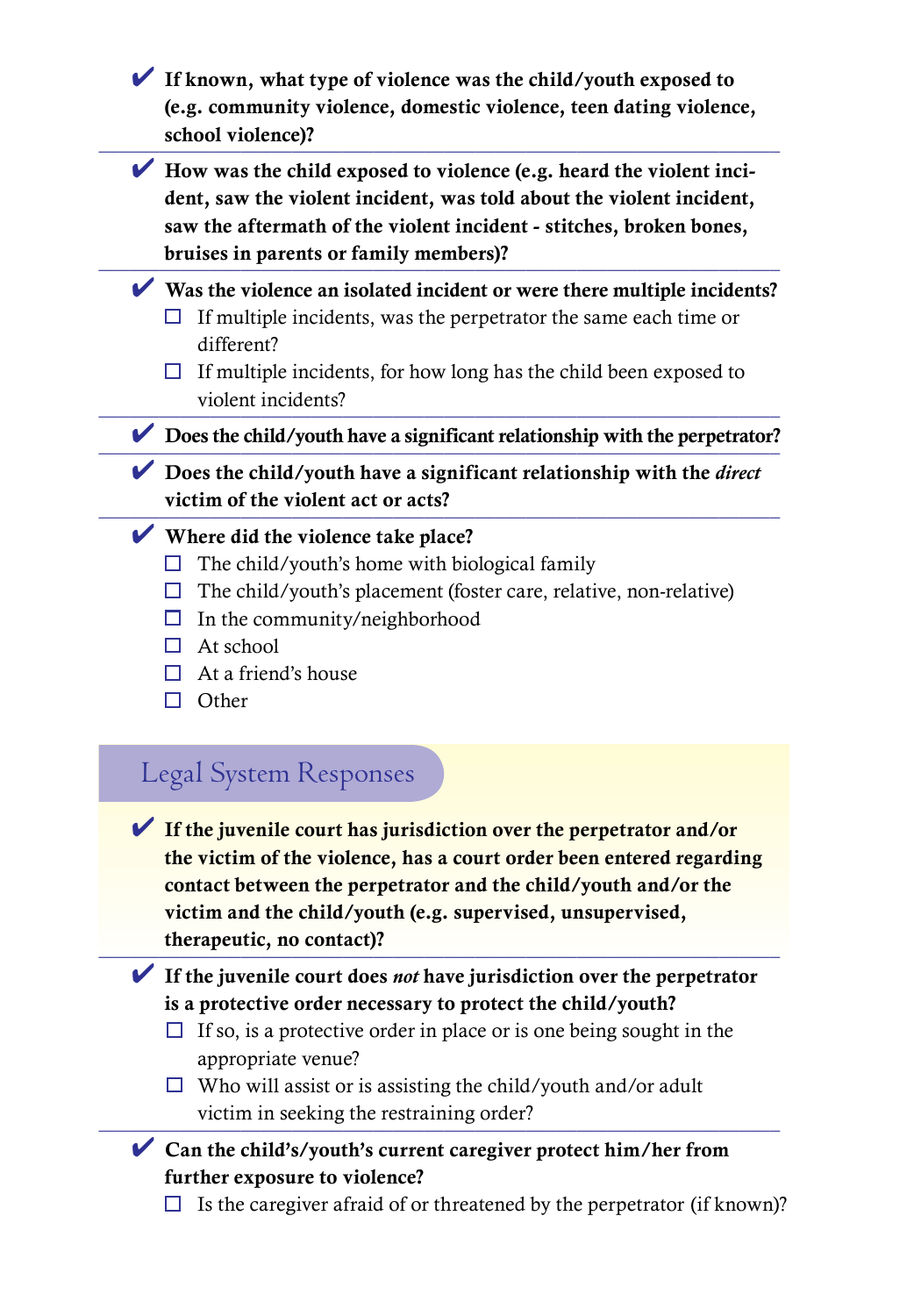- ✔ **If known, what type of violence was the child/youth exposed to (e.g. community violence, domestic violence, teen dating violence, school violence)?**

- ✔ **How was the child exposed to violence (e.g. heard the violent incident, saw the violent incident, was told about the violent incident, saw the aftermath of the violent incident - stitches, broken bones, bruises in parents or family members)?**

- ✔ **Was the violence an isolated incident or were there multiple incidents?**
  - ☐ If multiple incidents, was the perpetrator the same each time or different?
  - ☐ If multiple incidents, for how long has the child been exposed to violent incidents?

- ✔ **Does the child/youth have a significant relationship with the perpetrator?**

- ✔ **Does the child/youth have a significant relationship with the *direct* victim of the violent act or acts?**

- ✔ **Where did the violence take place?**
  - ☐ The child/youth's home with biological family
  - ☐ The child/youth's placement (foster care, relative, non-relative)
  - ☐ In the community/neighborhood
  - ☐ At school
  - ☐ At a friend's house
  - ☐ Other

## Legal System Responses

- ✔ **If the juvenile court has jurisdiction over the perpetrator and/or the victim of the violence, has a court order been entered regarding contact between the perpetrator and the child/youth and/or the victim and the child/youth (e.g. supervised, unsupervised, therapeutic, no contact)?**

- ✔ **If the juvenile court does *not* have jurisdiction over the perpetrator is a protective order necessary to protect the child/youth?**
  - ☐ If so, is a protective order in place or is one being sought in the appropriate venue?
  - ☐ Who will assist or is assisting the child/youth and/or adult victim in seeking the restraining order?

- ✔ **Can the child's/youth's current caregiver protect him/her from further exposure to violence?**
  - ☐ Is the caregiver afraid of or threatened by the perpetrator (if known)?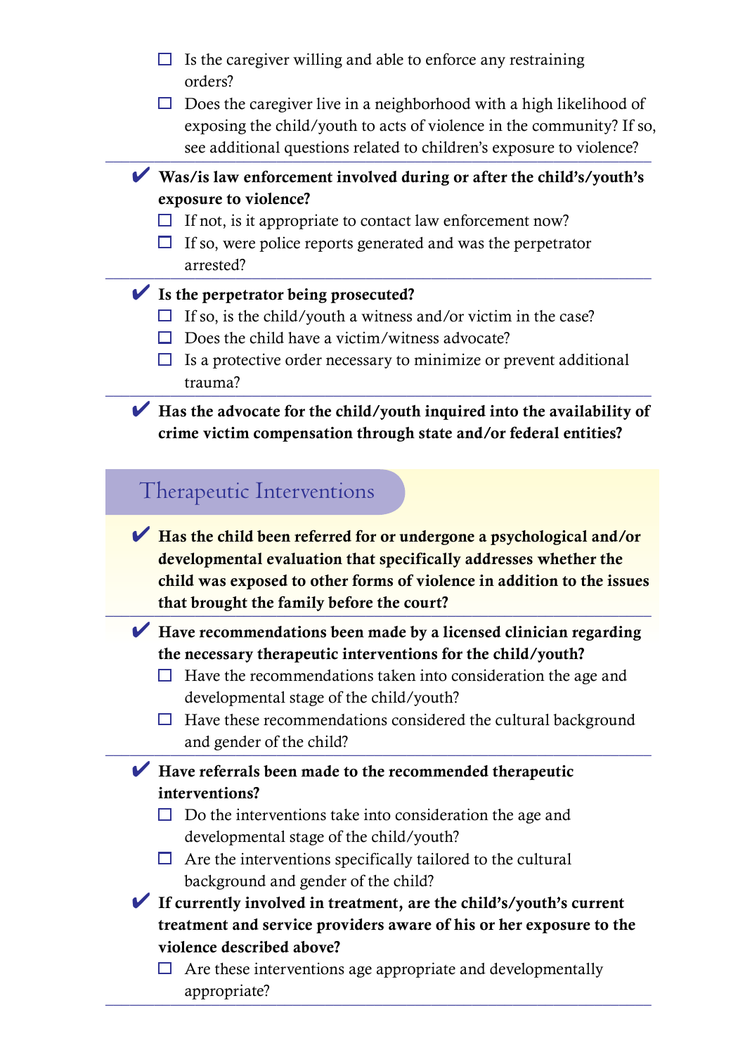- [ ] Is the caregiver willing and able to enforce any restraining orders?
- [ ] Does the caregiver live in a neighborhood with a high likelihood of exposing the child/youth to acts of violence in the community? If so, see additional questions related to children's exposure to violence?

---

✔ **Was/is law enforcement involved during or after the child's/youth's exposure to violence?**

- [ ] If not, is it appropriate to contact law enforcement now?
- [ ] If so, were police reports generated and was the perpetrator arrested?

---

✔ **Is the perpetrator being prosecuted?**

- [ ] If so, is the child/youth a witness and/or victim in the case?
- [ ] Does the child have a victim/witness advocate?
- [ ] Is a protective order necessary to minimize or prevent additional trauma?

---

✔ **Has the advocate for the child/youth inquired into the availability of crime victim compensation through state and/or federal entities?**

## Therapeutic Interventions

✔ **Has the child been referred for or undergone a psychological and/or developmental evaluation that specifically addresses whether the child was exposed to other forms of violence in addition to the issues that brought the family before the court?**

---

✔ **Have recommendations been made by a licensed clinician regarding the necessary therapeutic interventions for the child/youth?**

- [ ] Have the recommendations taken into consideration the age and developmental stage of the child/youth?
- [ ] Have these recommendations considered the cultural background and gender of the child?

---

✔ **Have referrals been made to the recommended therapeutic interventions?**

- [ ] Do the interventions take into consideration the age and developmental stage of the child/youth?
- [ ] Are the interventions specifically tailored to the cultural background and gender of the child?

✔ **If currently involved in treatment, are the child's/youth's current treatment and service providers aware of his or her exposure to the violence described above?**

- [ ] Are these interventions age appropriate and developmentally appropriate?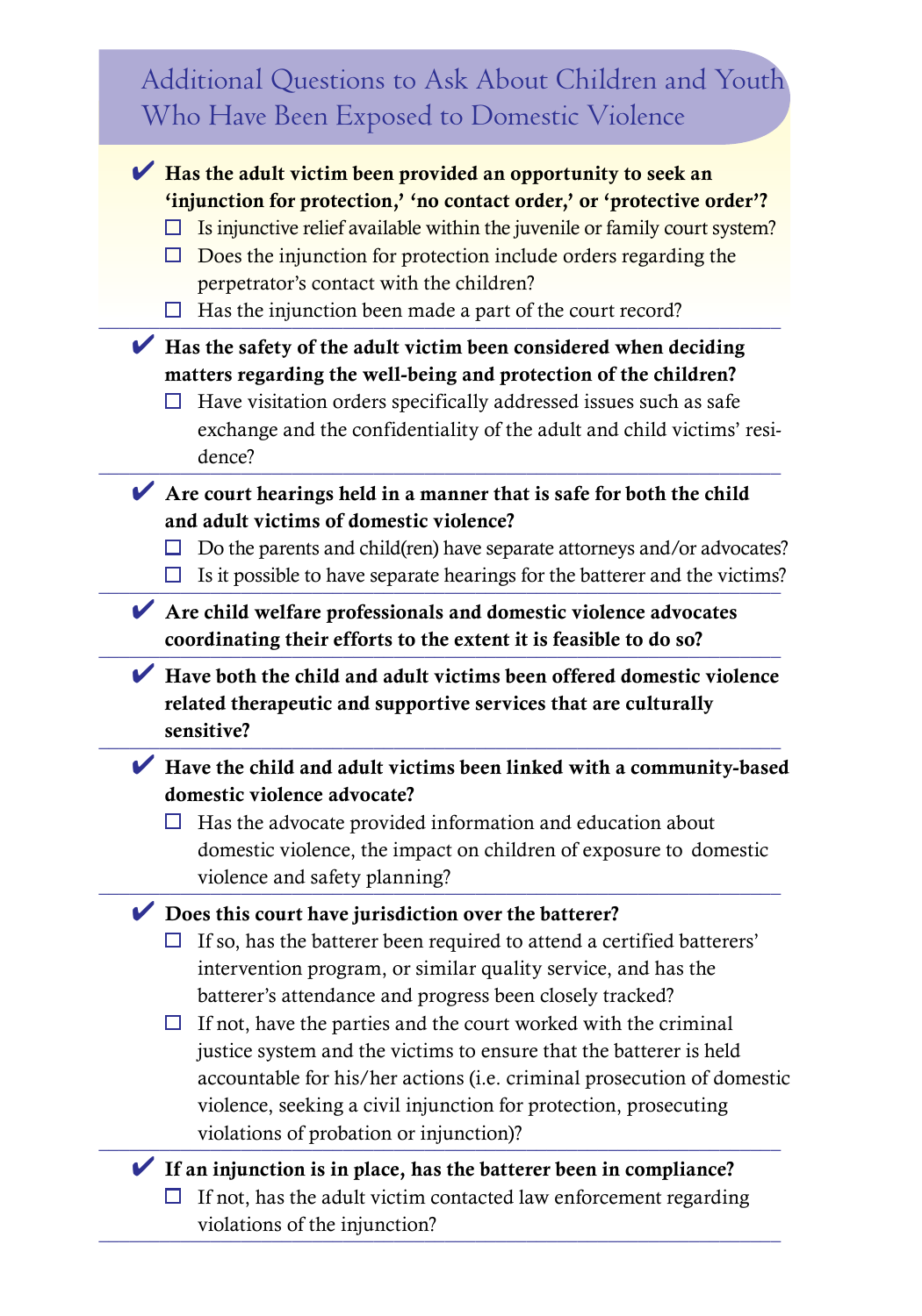## Additional Questions to Ask About Children and Youth Who Have Been Exposed to Domestic Violence

- ✔ **Has the adult victim been provided an opportunity to seek an 'injunction for protection,' 'no contact order,' or 'protective order'?**
  - ☐ Is injunctive relief available within the juvenile or family court system?
  - ☐ Does the injunction for protection include orders regarding the perpetrator's contact with the children?
  - ☐ Has the injunction been made a part of the court record?

- ✔ **Has the safety of the adult victim been considered when deciding matters regarding the well-being and protection of the children?**
  - ☐ Have visitation orders specifically addressed issues such as safe exchange and the confidentiality of the adult and child victims' residence?

- ✔ **Are court hearings held in a manner that is safe for both the child and adult victims of domestic violence?**
  - ☐ Do the parents and child(ren) have separate attorneys and/or advocates?
  - ☐ Is it possible to have separate hearings for the batterer and the victims?

- ✔ **Are child welfare professionals and domestic violence advocates coordinating their efforts to the extent it is feasible to do so?**

- ✔ **Have both the child and adult victims been offered domestic violence related therapeutic and supportive services that are culturally sensitive?**

- ✔ **Have the child and adult victims been linked with a community-based domestic violence advocate?**
  - ☐ Has the advocate provided information and education about domestic violence, the impact on children of exposure to domestic violence and safety planning?

- ✔ **Does this court have jurisdiction over the batterer?**
  - ☐ If so, has the batterer been required to attend a certified batterers' intervention program, or similar quality service, and has the batterer's attendance and progress been closely tracked?
  - ☐ If not, have the parties and the court worked with the criminal justice system and the victims to ensure that the batterer is held accountable for his/her actions (i.e. criminal prosecution of domestic violence, seeking a civil injunction for protection, prosecuting violations of probation or injunction)?

- ✔ **If an injunction is in place, has the batterer been in compliance?**
  - ☐ If not, has the adult victim contacted law enforcement regarding violations of the injunction?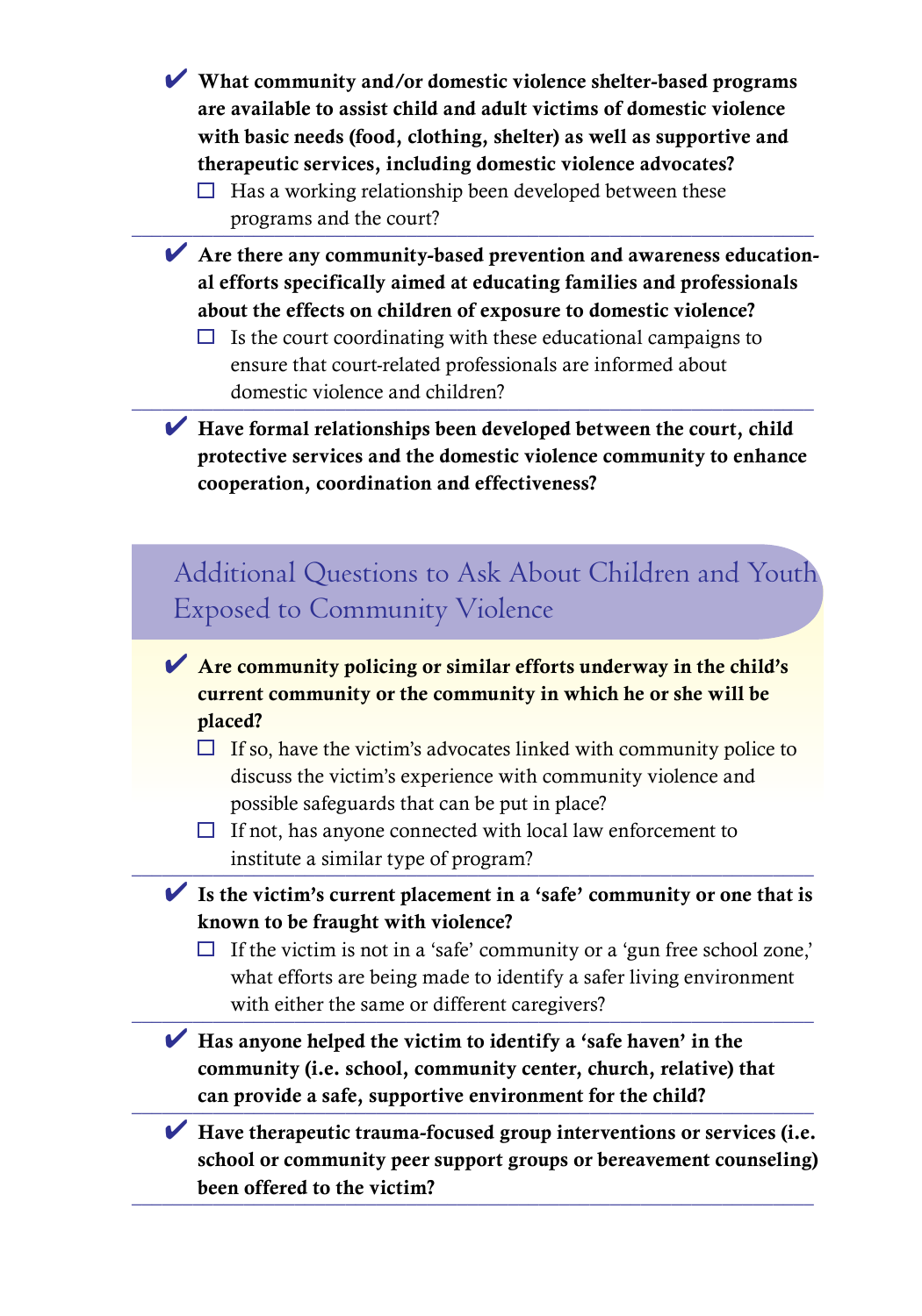- ✔ **What community and/or domestic violence shelter-based programs are available to assist child and adult victims of domestic violence with basic needs (food, clothing, shelter) as well as supportive and therapeutic services, including domestic violence advocates?**
  - ☐ Has a working relationship been developed between these programs and the court?

- ✔ **Are there any community-based prevention and awareness educational efforts specifically aimed at educating families and professionals about the effects on children of exposure to domestic violence?**
  - ☐ Is the court coordinating with these educational campaigns to ensure that court-related professionals are informed about domestic violence and children?

- ✔ **Have formal relationships been developed between the court, child protective services and the domestic violence community to enhance cooperation, coordination and effectiveness?**

## Additional Questions to Ask About Children and Youth Exposed to Community Violence

- ✔ **Are community policing or similar efforts underway in the child's current community or the community in which he or she will be placed?**
  - ☐ If so, have the victim's advocates linked with community police to discuss the victim's experience with community violence and possible safeguards that can be put in place?
  - ☐ If not, has anyone connected with local law enforcement to institute a similar type of program?

- ✔ **Is the victim's current placement in a 'safe' community or one that is known to be fraught with violence?**
  - ☐ If the victim is not in a 'safe' community or a 'gun free school zone,' what efforts are being made to identify a safer living environment with either the same or different caregivers?

- ✔ **Has anyone helped the victim to identify a 'safe haven' in the community (i.e. school, community center, church, relative) that can provide a safe, supportive environment for the child?**

- ✔ **Have therapeutic trauma-focused group interventions or services (i.e. school or community peer support groups or bereavement counseling) been offered to the victim?**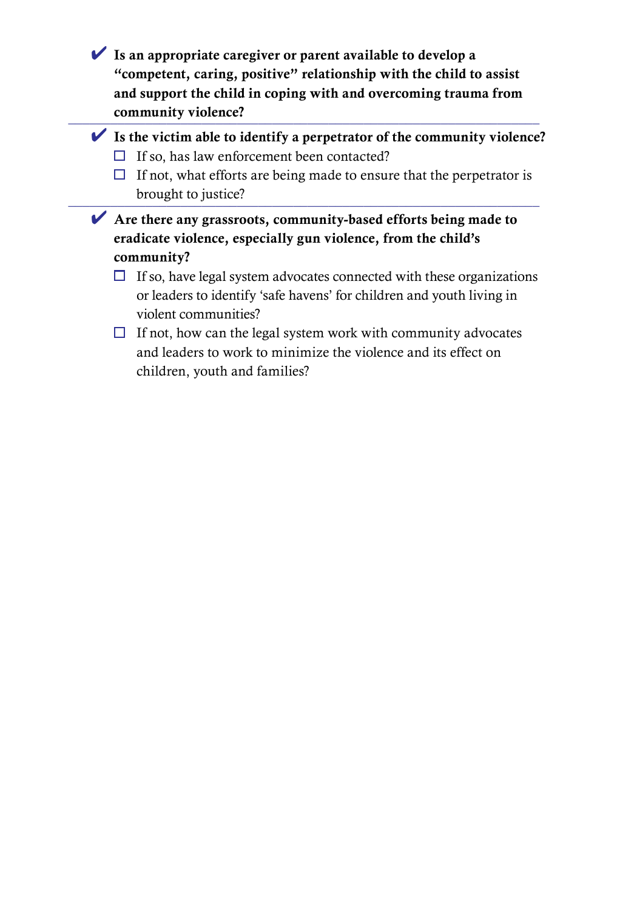- ✔ **Is an appropriate caregiver or parent available to develop a "competent, caring, positive" relationship with the child to assist and support the child in coping with and overcoming trauma from community violence?**

---

- ✔ **Is the victim able to identify a perpetrator of the community violence?**
  - ☐ If so, has law enforcement been contacted?
  - ☐ If not, what efforts are being made to ensure that the perpetrator is brought to justice?

---

- ✔ **Are there any grassroots, community-based efforts being made to eradicate violence, especially gun violence, from the child's community?**
  - ☐ If so, have legal system advocates connected with these organizations or leaders to identify 'safe havens' for children and youth living in violent communities?
  - ☐ If not, how can the legal system work with community advocates and leaders to work to minimize the violence and its effect on children, youth and families?